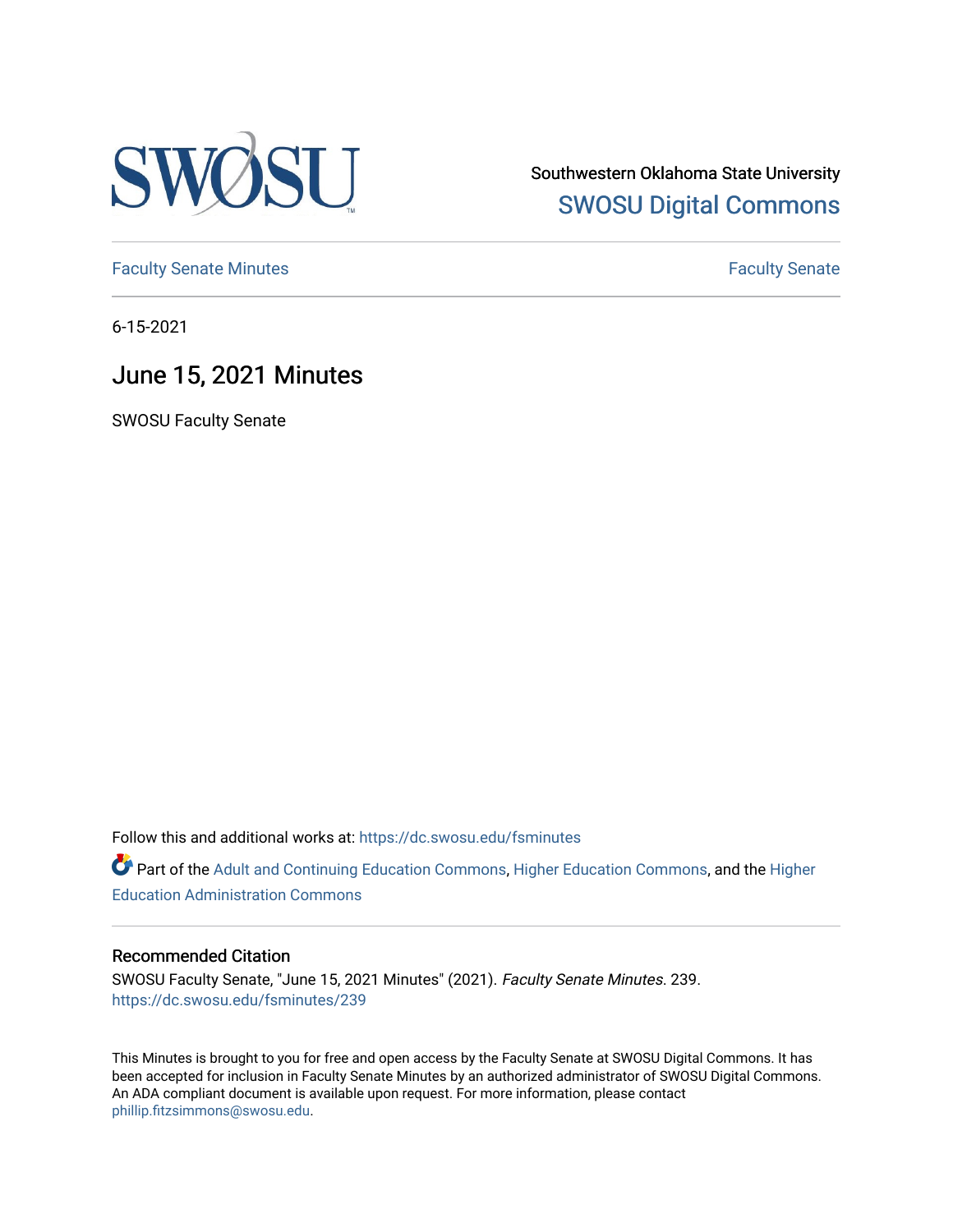SWOSU

Southwestern Oklahoma State University
SWOSU Digital Commons

Faculty Senate Minutes | Faculty Senate

6-15-2021

# June 15, 2021 Minutes

SWOSU Faculty Senate

Follow this and additional works at: https://dc.swosu.edu/fsminutes

Part of the Adult and Continuing Education Commons, Higher Education Commons, and the Higher Education Administration Commons

## Recommended Citation

SWOSU Faculty Senate, "June 15, 2021 Minutes" (2021). *Faculty Senate Minutes*. 239.
https://dc.swosu.edu/fsminutes/239

This Minutes is brought to you for free and open access by the Faculty Senate at SWOSU Digital Commons. It has been accepted for inclusion in Faculty Senate Minutes by an authorized administrator of SWOSU Digital Commons. An ADA compliant document is available upon request. For more information, please contact phillip.fitzsimmons@swosu.edu.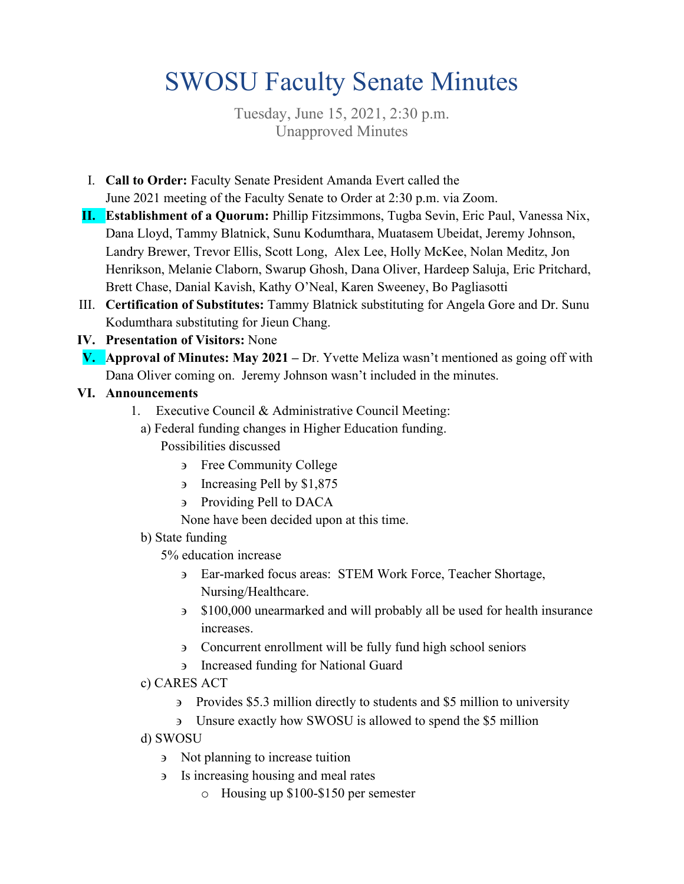# SWOSU Faculty Senate Minutes

Tuesday, June 15, 2021, 2:30 p.m.
Unapproved Minutes

I. **Call to Order:** Faculty Senate President Amanda Evert called the June 2021 meeting of the Faculty Senate to Order at 2:30 p.m. via Zoom.

II. **Establishment of a Quorum:** Phillip Fitzsimmons, Tugba Sevin, Eric Paul, Vanessa Nix, Dana Lloyd, Tammy Blatnick, Sunu Kodumthara, Muatasem Ubeidat, Jeremy Johnson, Landry Brewer, Trevor Ellis, Scott Long, Alex Lee, Holly McKee, Nolan Meditz, Jon Henrikson, Melanie Claborn, Swarup Ghosh, Dana Oliver, Hardeep Saluja, Eric Pritchard, Brett Chase, Danial Kavish, Kathy O'Neal, Karen Sweeney, Bo Pagliasotti

III. **Certification of Substitutes:** Tammy Blatnick substituting for Angela Gore and Dr. Sunu Kodumthara substituting for Jieun Chang.

IV. **Presentation of Visitors:** None

V. **Approval of Minutes: May 2021 –** Dr. Yvette Meliza wasn't mentioned as going off with Dana Oliver coming on. Jeremy Johnson wasn't included in the minutes.

VI. **Announcements**

1. Executive Council & Administrative Council Meeting:

a) Federal funding changes in Higher Education funding.

Possibilities discussed

- Free Community College
- Increasing Pell by $1,875
- Providing Pell to DACA

None have been decided upon at this time.

b) State funding

5% education increase

- Ear-marked focus areas: STEM Work Force, Teacher Shortage, Nursing/Healthcare.
- $100,000 unearmarked and will probably all be used for health insurance increases.
- Concurrent enrollment will be fully fund high school seniors
- Increased funding for National Guard

c) CARES ACT

- Provides $5.3 million directly to students and $5 million to university
- Unsure exactly how SWOSU is allowed to spend the $5 million

d) SWOSU

- Not planning to increase tuition
- Is increasing housing and meal rates
  - Housing up $100-$150 per semester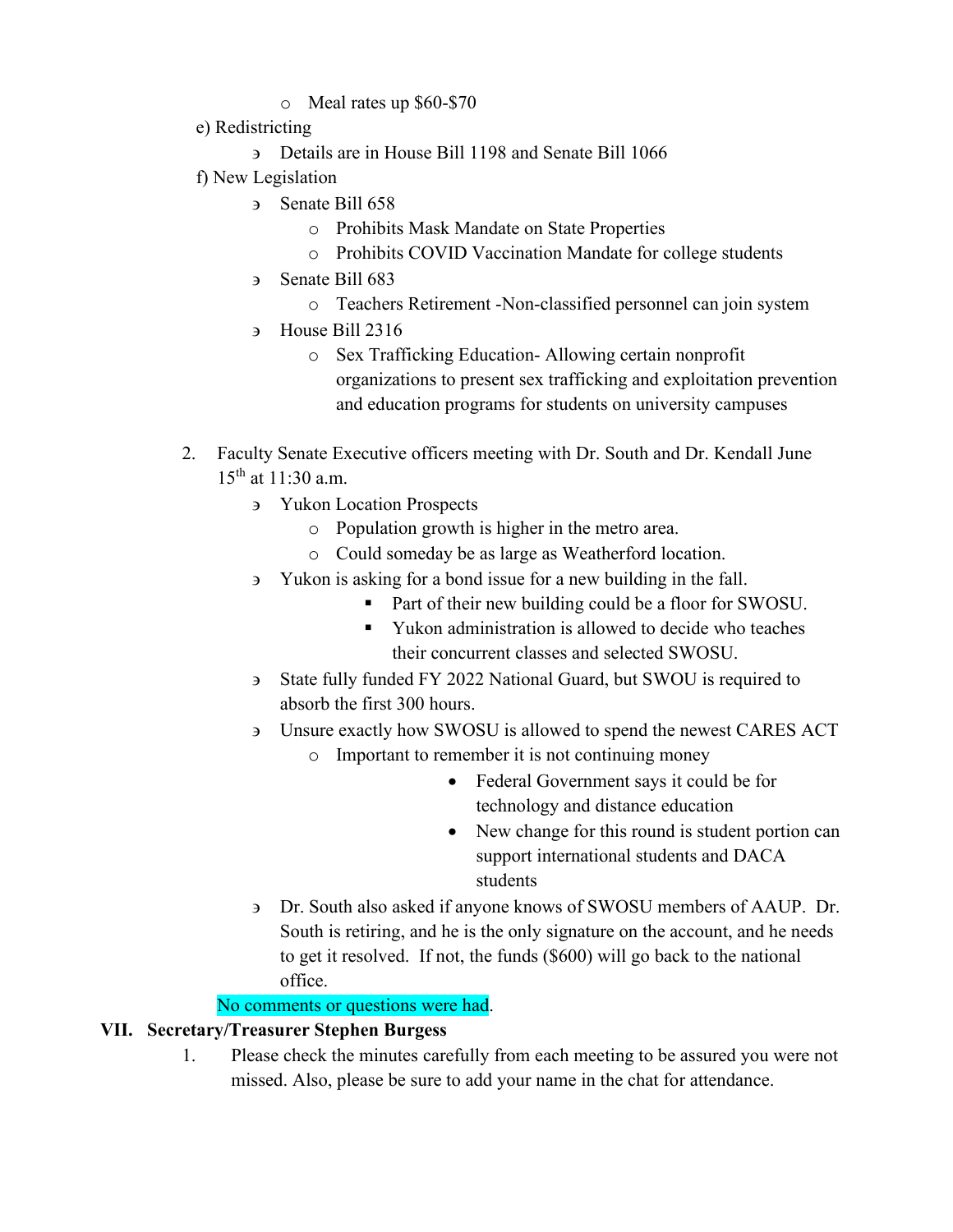- Meal rates up $60-$70

e) Redistricting

- Details are in House Bill 1198 and Senate Bill 1066

f) New Legislation

- Senate Bill 658
  - Prohibits Mask Mandate on State Properties
  - Prohibits COVID Vaccination Mandate for college students
- Senate Bill 683
  - Teachers Retirement -Non-classified personnel can join system
- House Bill 2316
  - Sex Trafficking Education- Allowing certain nonprofit organizations to present sex trafficking and exploitation prevention and education programs for students on university campuses

2. Faculty Senate Executive officers meeting with Dr. South and Dr. Kendall June 15th at 11:30 a.m.
   - Yukon Location Prospects
     - Population growth is higher in the metro area.
     - Could someday be as large as Weatherford location.
   - Yukon is asking for a bond issue for a new building in the fall.
     - Part of their new building could be a floor for SWOSU.
     - Yukon administration is allowed to decide who teaches their concurrent classes and selected SWOSU.
   - State fully funded FY 2022 National Guard, but SWOU is required to absorb the first 300 hours.
   - Unsure exactly how SWOSU is allowed to spend the newest CARES ACT
     - Important to remember it is not continuing money
       - Federal Government says it could be for technology and distance education
       - New change for this round is student portion can support international students and DACA students
   - Dr. South also asked if anyone knows of SWOSU members of AAUP. Dr. South is retiring, and he is the only signature on the account, and he needs to get it resolved. If not, the funds ($600) will go back to the national office.

No comments or questions were had.

## VII. Secretary/Treasurer Stephen Burgess

1. Please check the minutes carefully from each meeting to be assured you were not missed. Also, please be sure to add your name in the chat for attendance.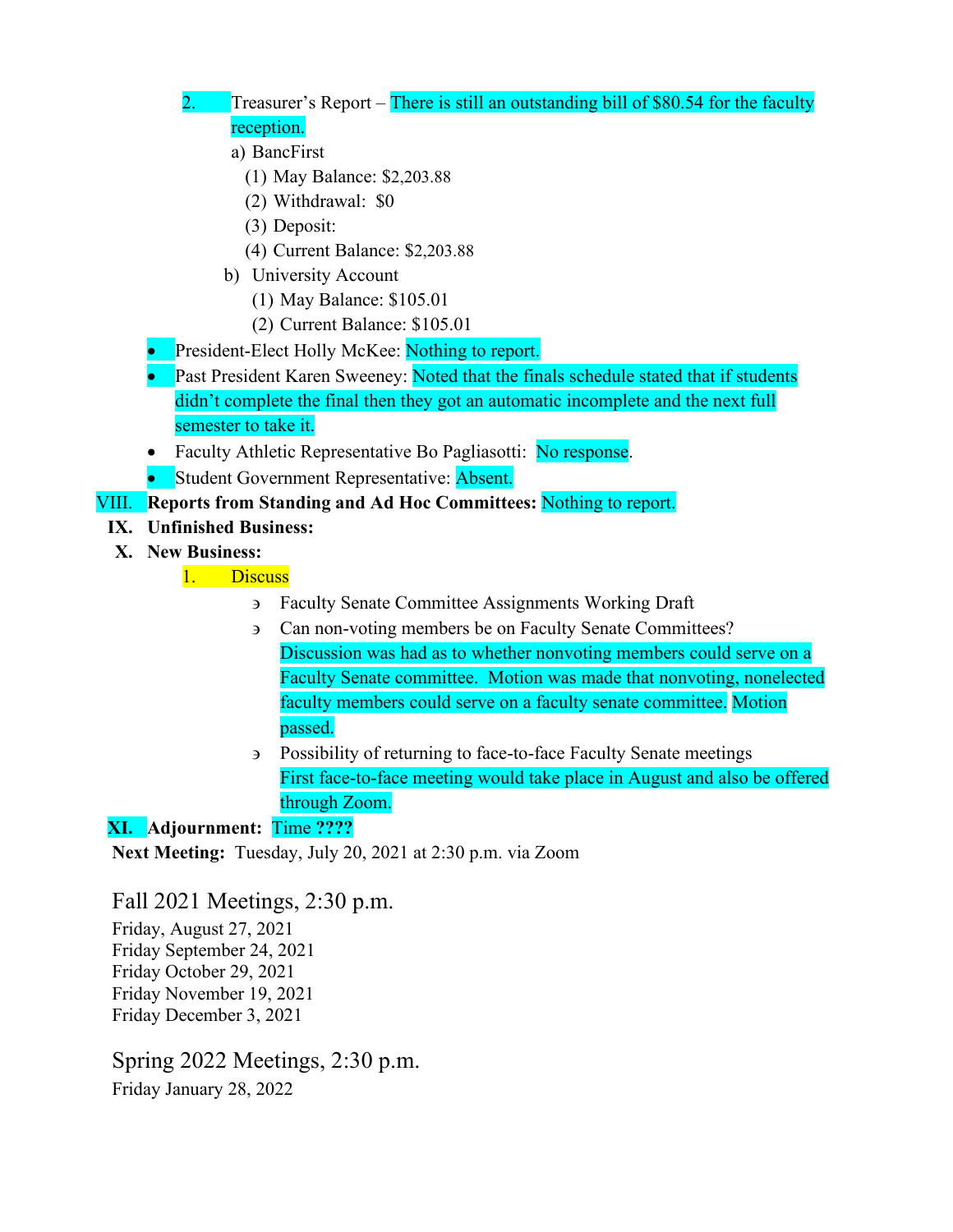2. Treasurer's Report – There is still an outstanding bill of $80.54 for the faculty reception.
   a) BancFirst
      (1) May Balance: $2,203.88
      (2) Withdrawal: $0
      (3) Deposit:
      (4) Current Balance: $2,203.88
   b) University Account
      (1) May Balance: $105.01
      (2) Current Balance: $105.01

- President-Elect Holly McKee: Nothing to report.
- Past President Karen Sweeney: Noted that the finals schedule stated that if students didn't complete the final then they got an automatic incomplete and the next full semester to take it.
- Faculty Athletic Representative Bo Pagliasotti: No response.
- Student Government Representative: Absent.

**VIII. Reports from Standing and Ad Hoc Committees:** Nothing to report.

**IX. Unfinished Business:**

**X. New Business:**

1. Discuss
   - Faculty Senate Committee Assignments Working Draft
   - Can non-voting members be on Faculty Senate Committees?
     Discussion was had as to whether nonvoting members could serve on a Faculty Senate committee. Motion was made that nonvoting, nonelected faculty members could serve on a faculty senate committee. Motion passed.
   - Possibility of returning to face-to-face Faculty Senate meetings
     First face-to-face meeting would take place in August and also be offered through Zoom.

**XI. Adjournment:** Time **????**

**Next Meeting:** Tuesday, July 20, 2021 at 2:30 p.m. via Zoom

## Fall 2021 Meetings, 2:30 p.m.

Friday, August 27, 2021
Friday September 24, 2021
Friday October 29, 2021
Friday November 19, 2021
Friday December 3, 2021

## Spring 2022 Meetings, 2:30 p.m.

Friday January 28, 2022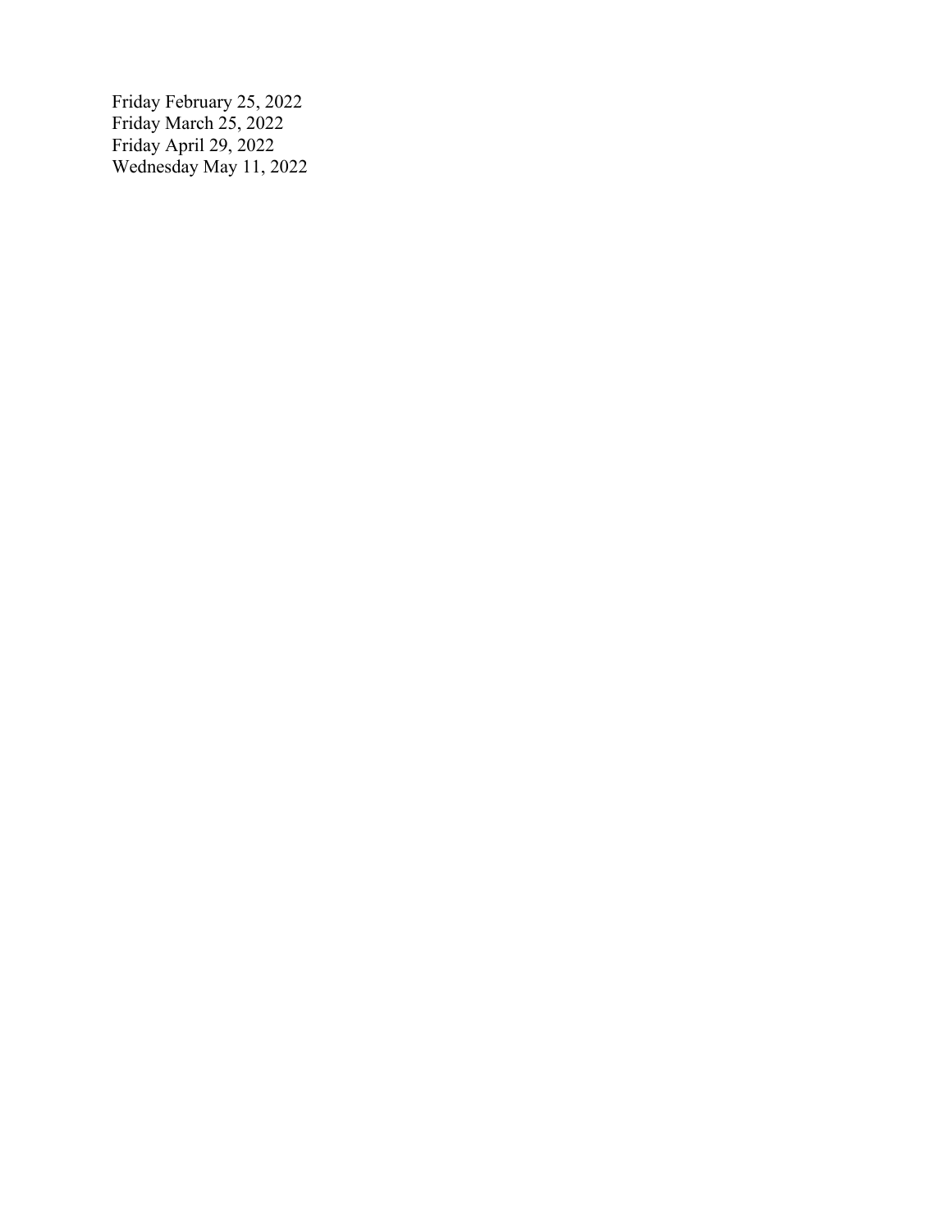Friday February 25, 2022
Friday March 25, 2022
Friday April 29, 2022
Wednesday May 11, 2022